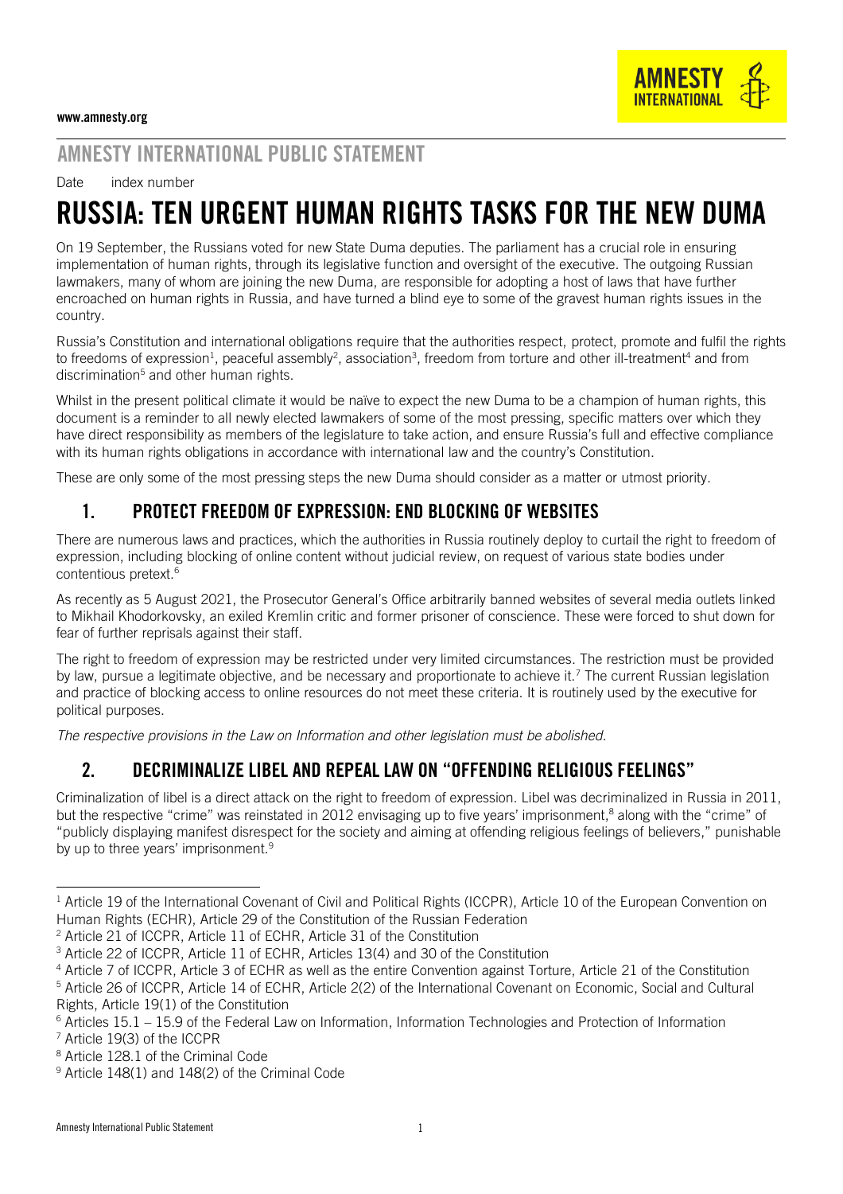www.amnesty.org

## AMNESTY INTERNATIONAL PUBLIC STATEMENT

Date index number

# RUSSIA: TEN URGENT HUMAN RIGHTS TASKS FOR THE NEW DUMA

On 19 September, the Russians voted for new State Duma deputies. The parliament has a crucial role in ensuring implementation of human rights, through its legislative function and oversight of the executive. The outgoing Russian lawmakers, many of whom are joining the new Duma, are responsible for adopting a host of laws that have further encroached on human rights in Russia, and have turned a blind eye to some of the gravest human rights issues in the country.

Russia's Constitution and international obligations require that the authorities respect, protect, promote and fulfil the rights to freedoms of expression[1], peaceful assembly[2], association[3], freedom from torture and other ill-treatment[4] and from discrimination[5] and other human rights.

Whilst in the present political climate it would be naïve to expect the new Duma to be a champion of human rights, this document is a reminder to all newly elected lawmakers of some of the most pressing, specific matters over which they have direct responsibility as members of the legislature to take action, and ensure Russia's full and effective compliance with its human rights obligations in accordance with international law and the country's Constitution.

These are only some of the most pressing steps the new Duma should consider as a matter or utmost priority.

## 1. PROTECT FREEDOM OF EXPRESSION: END BLOCKING OF WEBSITES

There are numerous laws and practices, which the authorities in Russia routinely deploy to curtail the right to freedom of expression, including blocking of online content without judicial review, on request of various state bodies under contentious pretext.[6]

As recently as 5 August 2021, the Prosecutor General's Office arbitrarily banned websites of several media outlets linked to Mikhail Khodorkovsky, an exiled Kremlin critic and former prisoner of conscience. These were forced to shut down for fear of further reprisals against their staff.

The right to freedom of expression may be restricted under very limited circumstances. The restriction must be provided by law, pursue a legitimate objective, and be necessary and proportionate to achieve it.[7] The current Russian legislation and practice of blocking access to online resources do not meet these criteria. It is routinely used by the executive for political purposes.

*The respective provisions in the Law on Information and other legislation must be abolished.*

## 2. DECRIMINALIZE LIBEL AND REPEAL LAW ON "OFFENDING RELIGIOUS FEELINGS"

Criminalization of libel is a direct attack on the right to freedom of expression. Libel was decriminalized in Russia in 2011, but the respective "crime" was reinstated in 2012 envisaging up to five years' imprisonment,[8] along with the "crime" of "publicly displaying manifest disrespect for the society and aiming at offending religious feelings of believers," punishable by up to three years' imprisonment.[9]

---

[1] Article 19 of the International Covenant of Civil and Political Rights (ICCPR), Article 10 of the European Convention on Human Rights (ECHR), Article 29 of the Constitution of the Russian Federation

[2] Article 21 of ICCPR, Article 11 of ECHR, Article 31 of the Constitution

[3] Article 22 of ICCPR, Article 11 of ECHR, Articles 13(4) and 30 of the Constitution

[4] Article 7 of ICCPR, Article 3 of ECHR as well as the entire Convention against Torture, Article 21 of the Constitution

[5] Article 26 of ICCPR, Article 14 of ECHR, Article 2(2) of the International Covenant on Economic, Social and Cultural Rights, Article 19(1) of the Constitution

[6] Articles 15.1 – 15.9 of the Federal Law on Information, Information Technologies and Protection of Information

[7] Article 19(3) of the ICCPR

[8] Article 128.1 of the Criminal Code

[9] Article 148(1) and 148(2) of the Criminal Code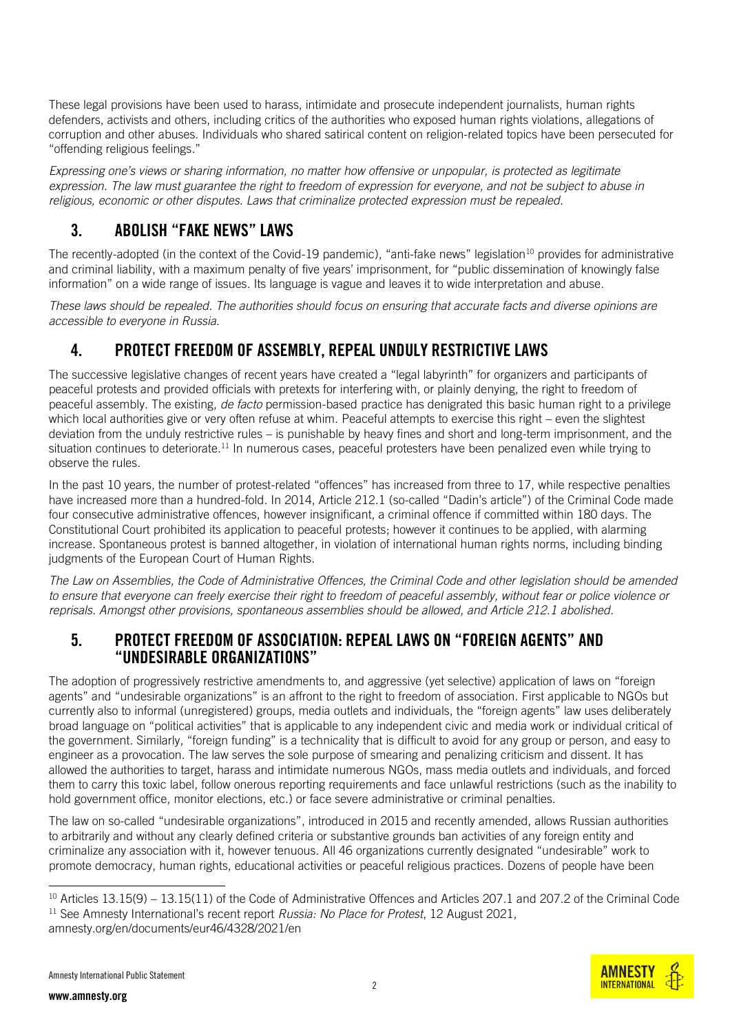These legal provisions have been used to harass, intimidate and prosecute independent journalists, human rights defenders, activists and others, including critics of the authorities who exposed human rights violations, allegations of corruption and other abuses. Individuals who shared satirical content on religion-related topics have been persecuted for "offending religious feelings."

*Expressing one's views or sharing information, no matter how offensive or unpopular, is protected as legitimate expression. The law must guarantee the right to freedom of expression for everyone, and not be subject to abuse in religious, economic or other disputes. Laws that criminalize protected expression must be repealed.*

## 3. ABOLISH "FAKE NEWS" LAWS

The recently-adopted (in the context of the Covid-19 pandemic), "anti-fake news" legislation[10] provides for administrative and criminal liability, with a maximum penalty of five years' imprisonment, for "public dissemination of knowingly false information" on a wide range of issues. Its language is vague and leaves it to wide interpretation and abuse.

*These laws should be repealed. The authorities should focus on ensuring that accurate facts and diverse opinions are accessible to everyone in Russia.*

## 4. PROTECT FREEDOM OF ASSEMBLY, REPEAL UNDULY RESTRICTIVE LAWS

The successive legislative changes of recent years have created a "legal labyrinth" for organizers and participants of peaceful protests and provided officials with pretexts for interfering with, or plainly denying, the right to freedom of peaceful assembly. The existing, *de facto* permission-based practice has denigrated this basic human right to a privilege which local authorities give or very often refuse at whim. Peaceful attempts to exercise this right – even the slightest deviation from the unduly restrictive rules – is punishable by heavy fines and short and long-term imprisonment, and the situation continues to deteriorate.[11] In numerous cases, peaceful protesters have been penalized even while trying to observe the rules.

In the past 10 years, the number of protest-related "offences" has increased from three to 17, while respective penalties have increased more than a hundred-fold. In 2014, Article 212.1 (so-called "Dadin's article") of the Criminal Code made four consecutive administrative offences, however insignificant, a criminal offence if committed within 180 days. The Constitutional Court prohibited its application to peaceful protests; however it continues to be applied, with alarming increase. Spontaneous protest is banned altogether, in violation of international human rights norms, including binding judgments of the European Court of Human Rights.

*The Law on Assemblies, the Code of Administrative Offences, the Criminal Code and other legislation should be amended to ensure that everyone can freely exercise their right to freedom of peaceful assembly, without fear or police violence or reprisals. Amongst other provisions, spontaneous assemblies should be allowed, and Article 212.1 abolished.*

## 5. PROTECT FREEDOM OF ASSOCIATION: REPEAL LAWS ON "FOREIGN AGENTS" AND "UNDESIRABLE ORGANIZATIONS"

The adoption of progressively restrictive amendments to, and aggressive (yet selective) application of laws on "foreign agents" and "undesirable organizations" is an affront to the right to freedom of association. First applicable to NGOs but currently also to informal (unregistered) groups, media outlets and individuals, the "foreign agents" law uses deliberately broad language on "political activities" that is applicable to any independent civic and media work or individual critical of the government. Similarly, "foreign funding" is a technicality that is difficult to avoid for any group or person, and easy to engineer as a provocation. The law serves the sole purpose of smearing and penalizing criticism and dissent. It has allowed the authorities to target, harass and intimidate numerous NGOs, mass media outlets and individuals, and forced them to carry this toxic label, follow onerous reporting requirements and face unlawful restrictions (such as the inability to hold government office, monitor elections, etc.) or face severe administrative or criminal penalties.

The law on so-called "undesirable organizations", introduced in 2015 and recently amended, allows Russian authorities to arbitrarily and without any clearly defined criteria or substantive grounds ban activities of any foreign entity and criminalize any association with it, however tenuous. All 46 organizations currently designated "undesirable" work to promote democracy, human rights, educational activities or peaceful religious practices. Dozens of people have been

---

[10] Articles 13.15(9) – 13.15(11) of the Code of Administrative Offences and Articles 207.1 and 207.2 of the Criminal Code

[11] See Amnesty International's recent report *Russia: No Place for Protest*, 12 August 2021, amnesty.org/en/documents/eur46/4328/2021/en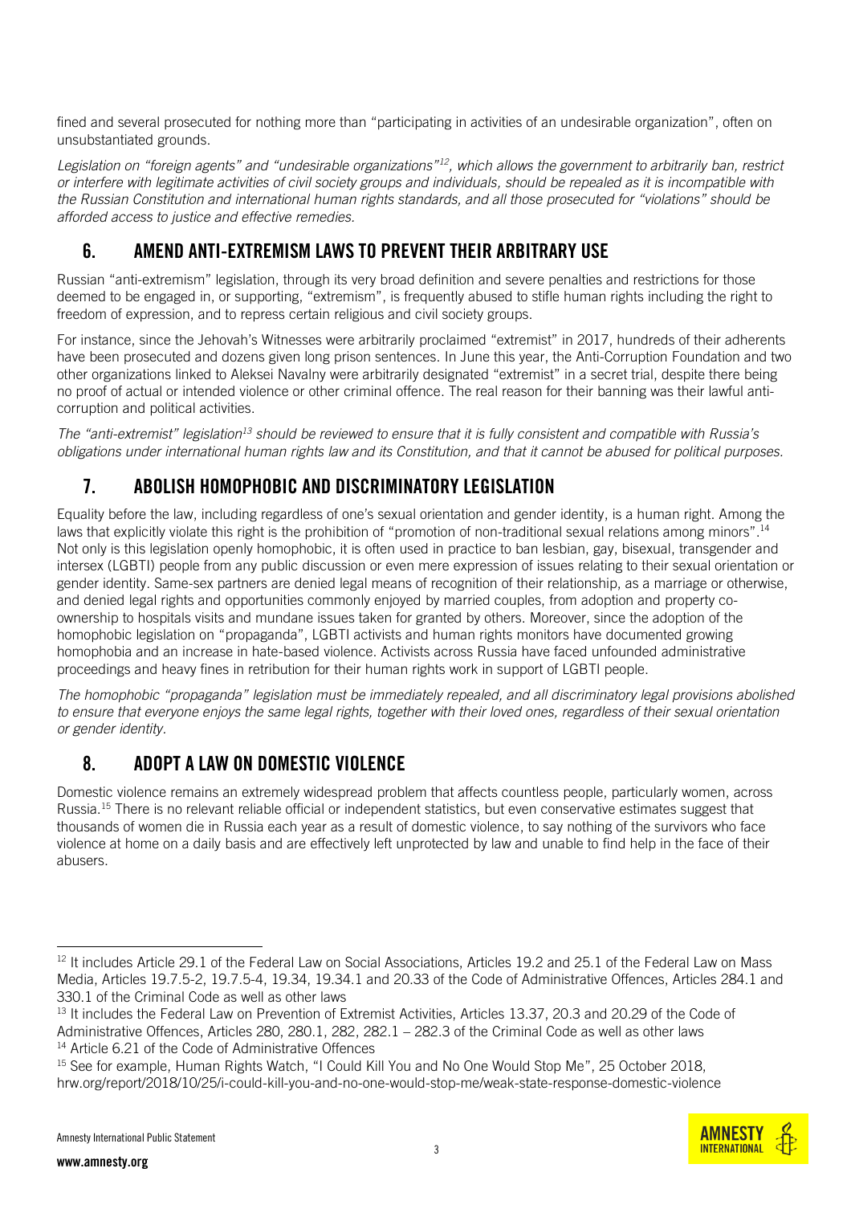fined and several prosecuted for nothing more than "participating in activities of an undesirable organization", often on unsubstantiated grounds.

*Legislation on "foreign agents" and "undesirable organizations"[12], which allows the government to arbitrarily ban, restrict or interfere with legitimate activities of civil society groups and individuals, should be repealed as it is incompatible with the Russian Constitution and international human rights standards, and all those prosecuted for "violations" should be afforded access to justice and effective remedies.*

## 6. AMEND ANTI-EXTREMISM LAWS TO PREVENT THEIR ARBITRARY USE

Russian "anti-extremism" legislation, through its very broad definition and severe penalties and restrictions for those deemed to be engaged in, or supporting, "extremism", is frequently abused to stifle human rights including the right to freedom of expression, and to repress certain religious and civil society groups.

For instance, since the Jehovah's Witnesses were arbitrarily proclaimed "extremist" in 2017, hundreds of their adherents have been prosecuted and dozens given long prison sentences. In June this year, the Anti-Corruption Foundation and two other organizations linked to Aleksei Navalny were arbitrarily designated "extremist" in a secret trial, despite there being no proof of actual or intended violence or other criminal offence. The real reason for their banning was their lawful anti-corruption and political activities.

*The "anti-extremist" legislation[13] should be reviewed to ensure that it is fully consistent and compatible with Russia's obligations under international human rights law and its Constitution, and that it cannot be abused for political purposes.*

## 7. ABOLISH HOMOPHOBIC AND DISCRIMINATORY LEGISLATION

Equality before the law, including regardless of one's sexual orientation and gender identity, is a human right. Among the laws that explicitly violate this right is the prohibition of "promotion of non-traditional sexual relations among minors".[14] Not only is this legislation openly homophobic, it is often used in practice to ban lesbian, gay, bisexual, transgender and intersex (LGBTI) people from any public discussion or even mere expression of issues relating to their sexual orientation or gender identity. Same-sex partners are denied legal means of recognition of their relationship, as a marriage or otherwise, and denied legal rights and opportunities commonly enjoyed by married couples, from adoption and property co-ownership to hospitals visits and mundane issues taken for granted by others. Moreover, since the adoption of the homophobic legislation on "propaganda", LGBTI activists and human rights monitors have documented growing homophobia and an increase in hate-based violence. Activists across Russia have faced unfounded administrative proceedings and heavy fines in retribution for their human rights work in support of LGBTI people.

*The homophobic "propaganda" legislation must be immediately repealed, and all discriminatory legal provisions abolished to ensure that everyone enjoys the same legal rights, together with their loved ones, regardless of their sexual orientation or gender identity.*

## 8. ADOPT A LAW ON DOMESTIC VIOLENCE

Domestic violence remains an extremely widespread problem that affects countless people, particularly women, across Russia.[15] There is no relevant reliable official or independent statistics, but even conservative estimates suggest that thousands of women die in Russia each year as a result of domestic violence, to say nothing of the survivors who face violence at home on a daily basis and are effectively left unprotected by law and unable to find help in the face of their abusers.

---

[12] It includes Article 29.1 of the Federal Law on Social Associations, Articles 19.2 and 25.1 of the Federal Law on Mass Media, Articles 19.7.5-2, 19.7.5-4, 19.34, 19.34.1 and 20.33 of the Code of Administrative Offences, Articles 284.1 and 330.1 of the Criminal Code as well as other laws

[13] It includes the Federal Law on Prevention of Extremist Activities, Articles 13.37, 20.3 and 20.29 of the Code of Administrative Offences, Articles 280, 280.1, 282, 282.1 – 282.3 of the Criminal Code as well as other laws

[14] Article 6.21 of the Code of Administrative Offences

[15] See for example, Human Rights Watch, "I Could Kill You and No One Would Stop Me", 25 October 2018, hrw.org/report/2018/10/25/i-could-kill-you-and-no-one-would-stop-me/weak-state-response-domestic-violence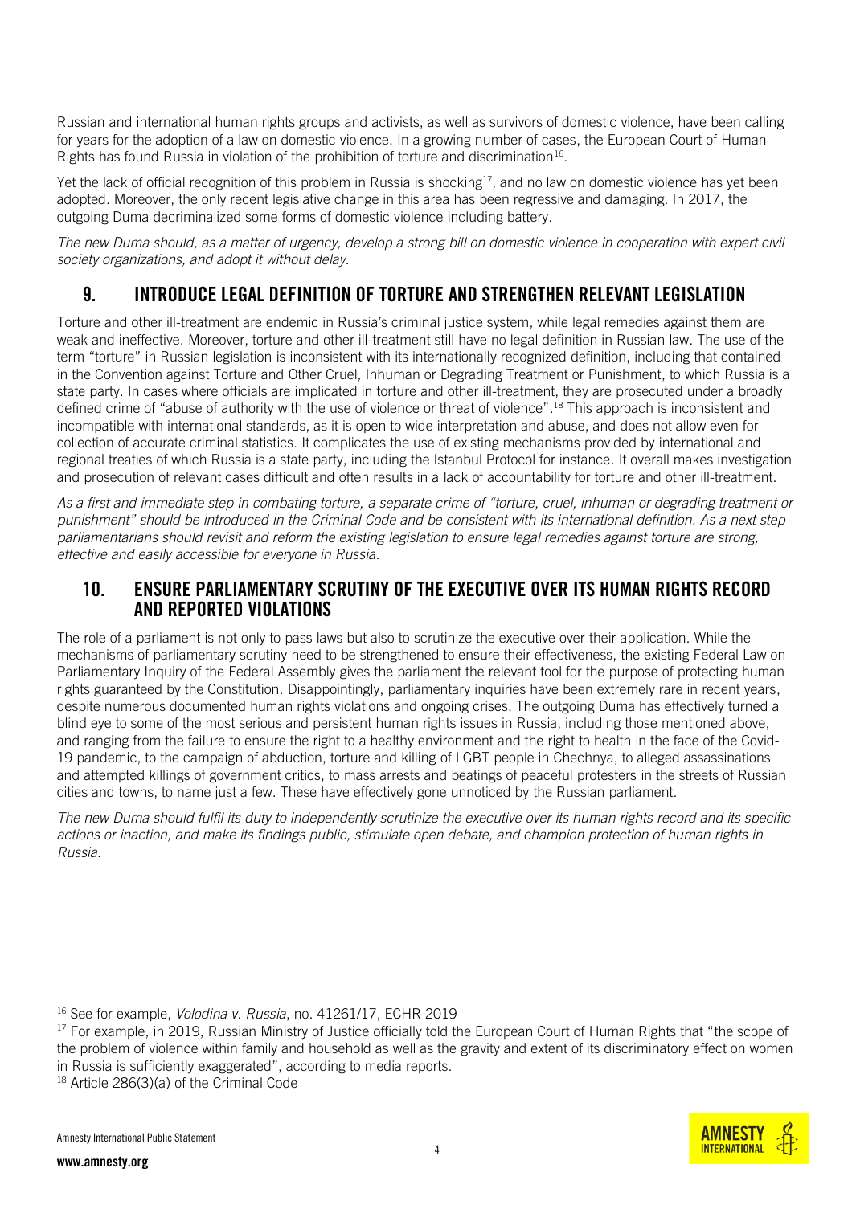Russian and international human rights groups and activists, as well as survivors of domestic violence, have been calling for years for the adoption of a law on domestic violence. In a growing number of cases, the European Court of Human Rights has found Russia in violation of the prohibition of torture and discrimination[16].

Yet the lack of official recognition of this problem in Russia is shocking[17], and no law on domestic violence has yet been adopted. Moreover, the only recent legislative change in this area has been regressive and damaging. In 2017, the outgoing Duma decriminalized some forms of domestic violence including battery.

*The new Duma should, as a matter of urgency, develop a strong bill on domestic violence in cooperation with expert civil society organizations, and adopt it without delay.*

## 9. INTRODUCE LEGAL DEFINITION OF TORTURE AND STRENGTHEN RELEVANT LEGISLATION

Torture and other ill-treatment are endemic in Russia's criminal justice system, while legal remedies against them are weak and ineffective. Moreover, torture and other ill-treatment still have no legal definition in Russian law. The use of the term "torture" in Russian legislation is inconsistent with its internationally recognized definition, including that contained in the Convention against Torture and Other Cruel, Inhuman or Degrading Treatment or Punishment, to which Russia is a state party. In cases where officials are implicated in torture and other ill-treatment, they are prosecuted under a broadly defined crime of "abuse of authority with the use of violence or threat of violence".[18] This approach is inconsistent and incompatible with international standards, as it is open to wide interpretation and abuse, and does not allow even for collection of accurate criminal statistics. It complicates the use of existing mechanisms provided by international and regional treaties of which Russia is a state party, including the Istanbul Protocol for instance. It overall makes investigation and prosecution of relevant cases difficult and often results in a lack of accountability for torture and other ill-treatment.

*As a first and immediate step in combating torture, a separate crime of "torture, cruel, inhuman or degrading treatment or punishment" should be introduced in the Criminal Code and be consistent with its international definition. As a next step parliamentarians should revisit and reform the existing legislation to ensure legal remedies against torture are strong, effective and easily accessible for everyone in Russia.*

## 10. ENSURE PARLIAMENTARY SCRUTINY OF THE EXECUTIVE OVER ITS HUMAN RIGHTS RECORD AND REPORTED VIOLATIONS

The role of a parliament is not only to pass laws but also to scrutinize the executive over their application. While the mechanisms of parliamentary scrutiny need to be strengthened to ensure their effectiveness, the existing Federal Law on Parliamentary Inquiry of the Federal Assembly gives the parliament the relevant tool for the purpose of protecting human rights guaranteed by the Constitution. Disappointingly, parliamentary inquiries have been extremely rare in recent years, despite numerous documented human rights violations and ongoing crises. The outgoing Duma has effectively turned a blind eye to some of the most serious and persistent human rights issues in Russia, including those mentioned above, and ranging from the failure to ensure the right to a healthy environment and the right to health in the face of the Covid-19 pandemic, to the campaign of abduction, torture and killing of LGBT people in Chechnya, to alleged assassinations and attempted killings of government critics, to mass arrests and beatings of peaceful protesters in the streets of Russian cities and towns, to name just a few. These have effectively gone unnoticed by the Russian parliament.

*The new Duma should fulfil its duty to independently scrutinize the executive over its human rights record and its specific actions or inaction, and make its findings public, stimulate open debate, and champion protection of human rights in Russia.*

---

[16] See for example, *Volodina v. Russia*, no. 41261/17, ECHR 2019

[17] For example, in 2019, Russian Ministry of Justice officially told the European Court of Human Rights that "the scope of the problem of violence within family and household as well as the gravity and extent of its discriminatory effect on women in Russia is sufficiently exaggerated", according to media reports.

[18] Article 286(3)(a) of the Criminal Code